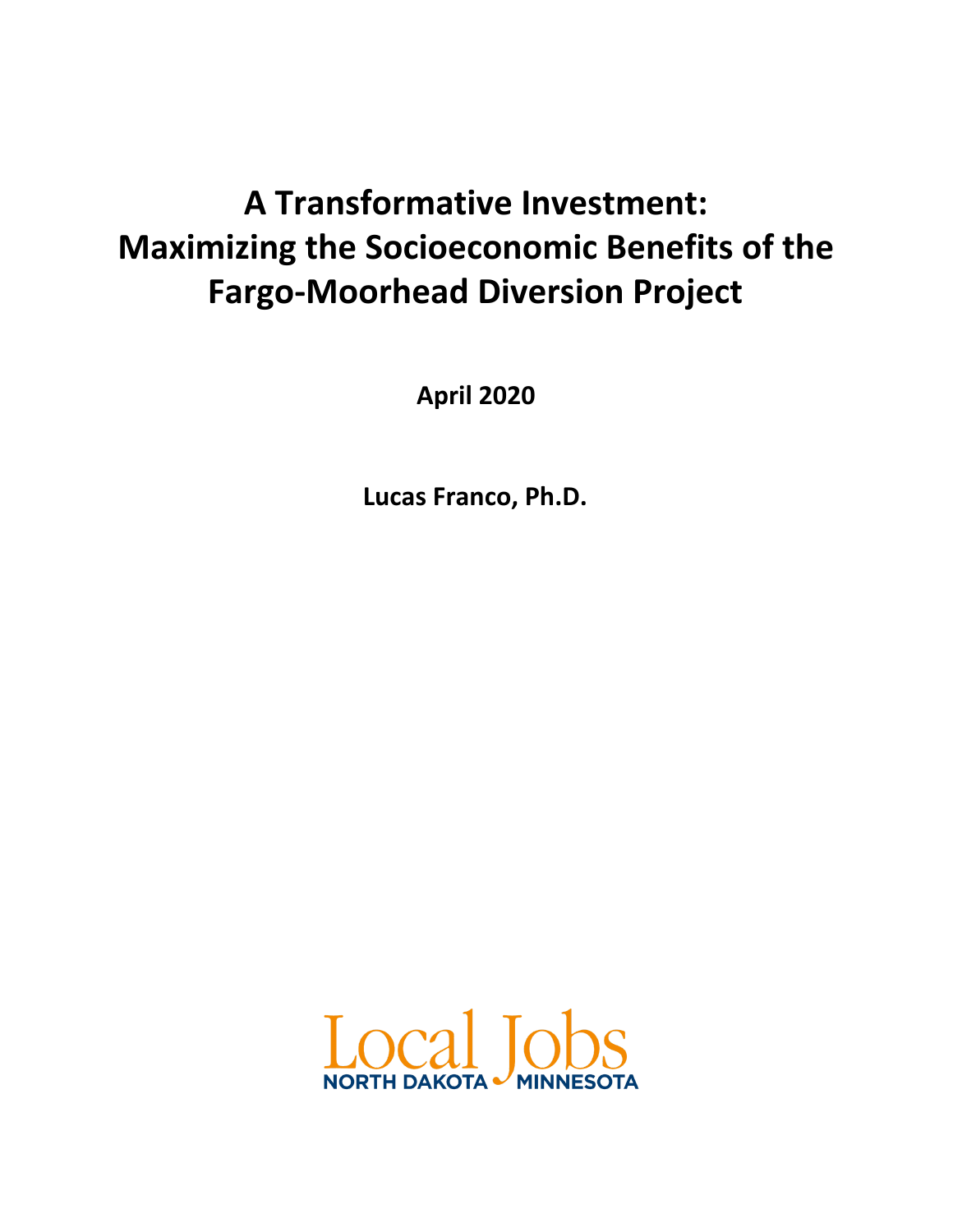# A Transformative Investment: Maximizing the Socioeconomic Benefits of the Fargo-Moorhead Diversion Project

**April 2020**

**Lucas Franco, Ph.D.**

Local Jobs
NORTH DAKOTA MINNESOTA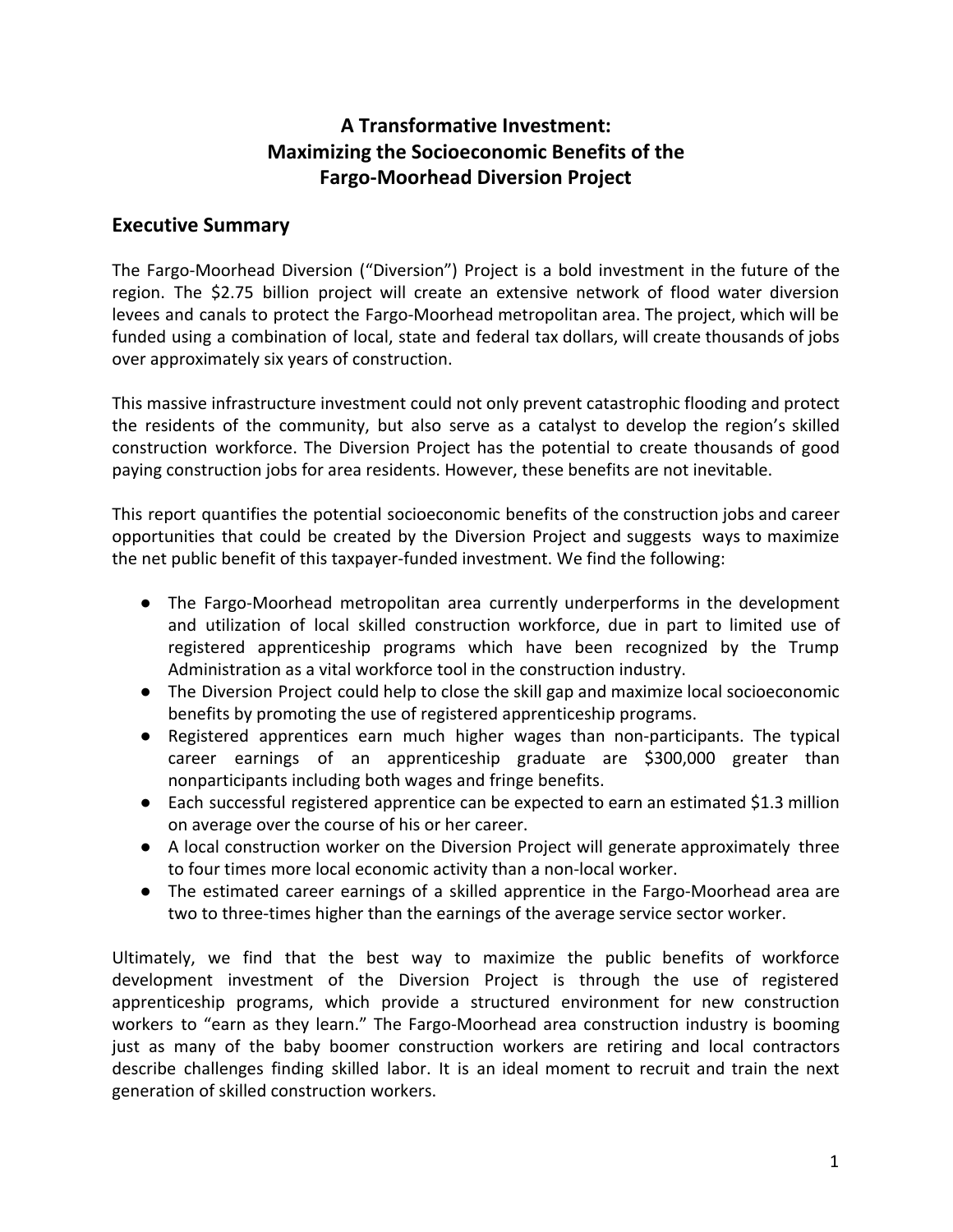# A Transformative Investment: Maximizing the Socioeconomic Benefits of the Fargo-Moorhead Diversion Project

## Executive Summary

The Fargo-Moorhead Diversion ("Diversion") Project is a bold investment in the future of the region. The $2.75 billion project will create an extensive network of flood water diversion levees and canals to protect the Fargo-Moorhead metropolitan area. The project, which will be funded using a combination of local, state and federal tax dollars, will create thousands of jobs over approximately six years of construction.

This massive infrastructure investment could not only prevent catastrophic flooding and protect the residents of the community, but also serve as a catalyst to develop the region's skilled construction workforce. The Diversion Project has the potential to create thousands of good paying construction jobs for area residents. However, these benefits are not inevitable.

This report quantifies the potential socioeconomic benefits of the construction jobs and career opportunities that could be created by the Diversion Project and suggests ways to maximize the net public benefit of this taxpayer-funded investment. We find the following:

- The Fargo-Moorhead metropolitan area currently underperforms in the development and utilization of local skilled construction workforce, due in part to limited use of registered apprenticeship programs which have been recognized by the Trump Administration as a vital workforce tool in the construction industry.
- The Diversion Project could help to close the skill gap and maximize local socioeconomic benefits by promoting the use of registered apprenticeship programs.
- Registered apprentices earn much higher wages than non-participants. The typical career earnings of an apprenticeship graduate are $300,000 greater than nonparticipants including both wages and fringe benefits.
- Each successful registered apprentice can be expected to earn an estimated $1.3 million on average over the course of his or her career.
- A local construction worker on the Diversion Project will generate approximately three to four times more local economic activity than a non-local worker.
- The estimated career earnings of a skilled apprentice in the Fargo-Moorhead area are two to three-times higher than the earnings of the average service sector worker.

Ultimately, we find that the best way to maximize the public benefits of workforce development investment of the Diversion Project is through the use of registered apprenticeship programs, which provide a structured environment for new construction workers to "earn as they learn." The Fargo-Moorhead area construction industry is booming just as many of the baby boomer construction workers are retiring and local contractors describe challenges finding skilled labor. It is an ideal moment to recruit and train the next generation of skilled construction workers.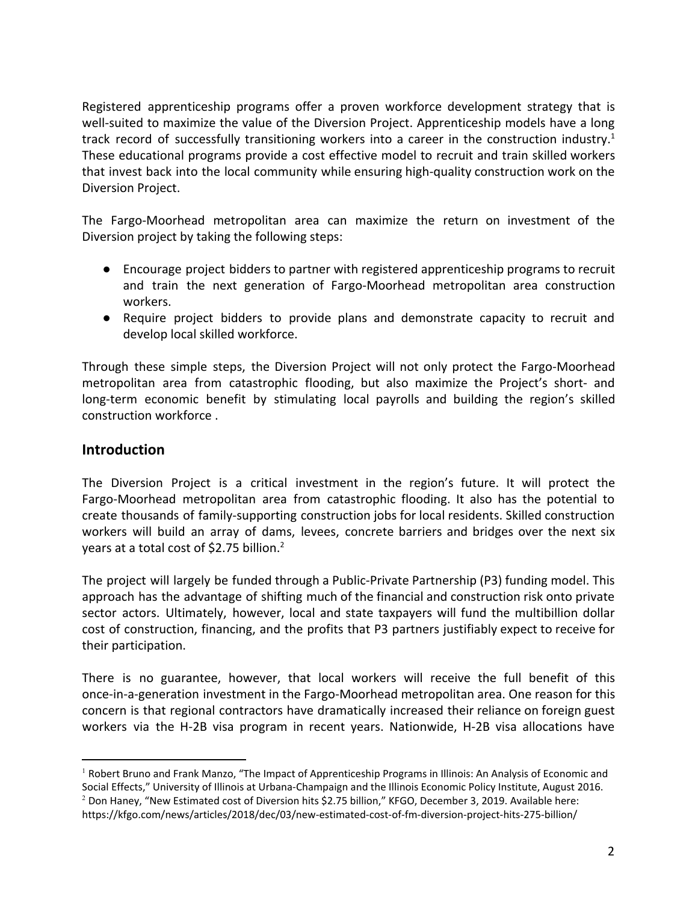Registered apprenticeship programs offer a proven workforce development strategy that is well-suited to maximize the value of the Diversion Project. Apprenticeship models have a long track record of successfully transitioning workers into a career in the construction industry.[1] These educational programs provide a cost effective model to recruit and train skilled workers that invest back into the local community while ensuring high-quality construction work on the Diversion Project.

The Fargo-Moorhead metropolitan area can maximize the return on investment of the Diversion project by taking the following steps:

- Encourage project bidders to partner with registered apprenticeship programs to recruit and train the next generation of Fargo-Moorhead metropolitan area construction workers.
- Require project bidders to provide plans and demonstrate capacity to recruit and develop local skilled workforce.

Through these simple steps, the Diversion Project will not only protect the Fargo-Moorhead metropolitan area from catastrophic flooding, but also maximize the Project's short- and long-term economic benefit by stimulating local payrolls and building the region's skilled construction workforce .

## Introduction

The Diversion Project is a critical investment in the region's future. It will protect the Fargo-Moorhead metropolitan area from catastrophic flooding. It also has the potential to create thousands of family-supporting construction jobs for local residents. Skilled construction workers will build an array of dams, levees, concrete barriers and bridges over the next six years at a total cost of $2.75 billion.[2]

The project will largely be funded through a Public-Private Partnership (P3) funding model. This approach has the advantage of shifting much of the financial and construction risk onto private sector actors. Ultimately, however, local and state taxpayers will fund the multibillion dollar cost of construction, financing, and the profits that P3 partners justifiably expect to receive for their participation.

There is no guarantee, however, that local workers will receive the full benefit of this once-in-a-generation investment in the Fargo-Moorhead metropolitan area. One reason for this concern is that regional contractors have dramatically increased their reliance on foreign guest workers via the H-2B visa program in recent years. Nationwide, H-2B visa allocations have

---

[1] Robert Bruno and Frank Manzo, "The Impact of Apprenticeship Programs in Illinois: An Analysis of Economic and Social Effects," University of Illinois at Urbana-Champaign and the Illinois Economic Policy Institute, August 2016.

[2] Don Haney, "New Estimated cost of Diversion hits $2.75 billion," KFGO, December 3, 2019. Available here: https://kfgo.com/news/articles/2018/dec/03/new-estimated-cost-of-fm-diversion-project-hits-275-billion/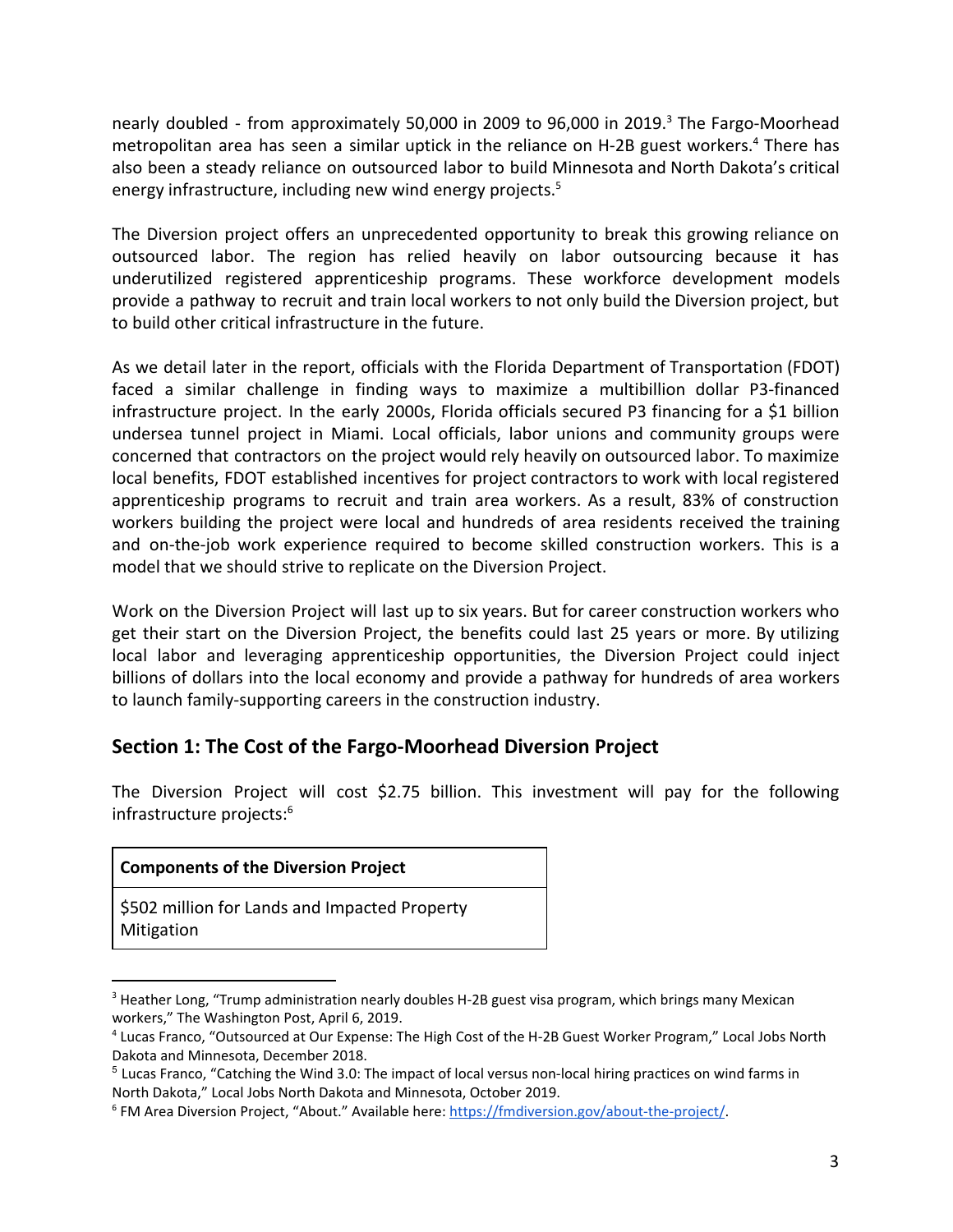nearly doubled - from approximately 50,000 in 2009 to 96,000 in 2019.[3] The Fargo-Moorhead metropolitan area has seen a similar uptick in the reliance on H-2B guest workers.[4] There has also been a steady reliance on outsourced labor to build Minnesota and North Dakota's critical energy infrastructure, including new wind energy projects.[5]

The Diversion project offers an unprecedented opportunity to break this growing reliance on outsourced labor. The region has relied heavily on labor outsourcing because it has underutilized registered apprenticeship programs. These workforce development models provide a pathway to recruit and train local workers to not only build the Diversion project, but to build other critical infrastructure in the future.

As we detail later in the report, officials with the Florida Department of Transportation (FDOT) faced a similar challenge in finding ways to maximize a multibillion dollar P3-financed infrastructure project. In the early 2000s, Florida officials secured P3 financing for a $1 billion undersea tunnel project in Miami. Local officials, labor unions and community groups were concerned that contractors on the project would rely heavily on outsourced labor. To maximize local benefits, FDOT established incentives for project contractors to work with local registered apprenticeship programs to recruit and train area workers. As a result, 83% of construction workers building the project were local and hundreds of area residents received the training and on-the-job work experience required to become skilled construction workers. This is a model that we should strive to replicate on the Diversion Project.

Work on the Diversion Project will last up to six years. But for career construction workers who get their start on the Diversion Project, the benefits could last 25 years or more. By utilizing local labor and leveraging apprenticeship opportunities, the Diversion Project could inject billions of dollars into the local economy and provide a pathway for hundreds of area workers to launch family-supporting careers in the construction industry.

## Section 1: The Cost of the Fargo-Moorhead Diversion Project

The Diversion Project will cost $2.75 billion. This investment will pay for the following infrastructure projects:[6]

| **Components of the Diversion Project** |
| --- |
| $502 million for Lands and Impacted Property Mitigation |

---

[3] Heather Long, "Trump administration nearly doubles H-2B guest visa program, which brings many Mexican workers," The Washington Post, April 6, 2019.

[4] Lucas Franco, "Outsourced at Our Expense: The High Cost of the H-2B Guest Worker Program," Local Jobs North Dakota and Minnesota, December 2018.

[5] Lucas Franco, "Catching the Wind 3.0: The impact of local versus non-local hiring practices on wind farms in North Dakota," Local Jobs North Dakota and Minnesota, October 2019.

[6] FM Area Diversion Project, "About." Available here: https://fmdiversion.gov/about-the-project/.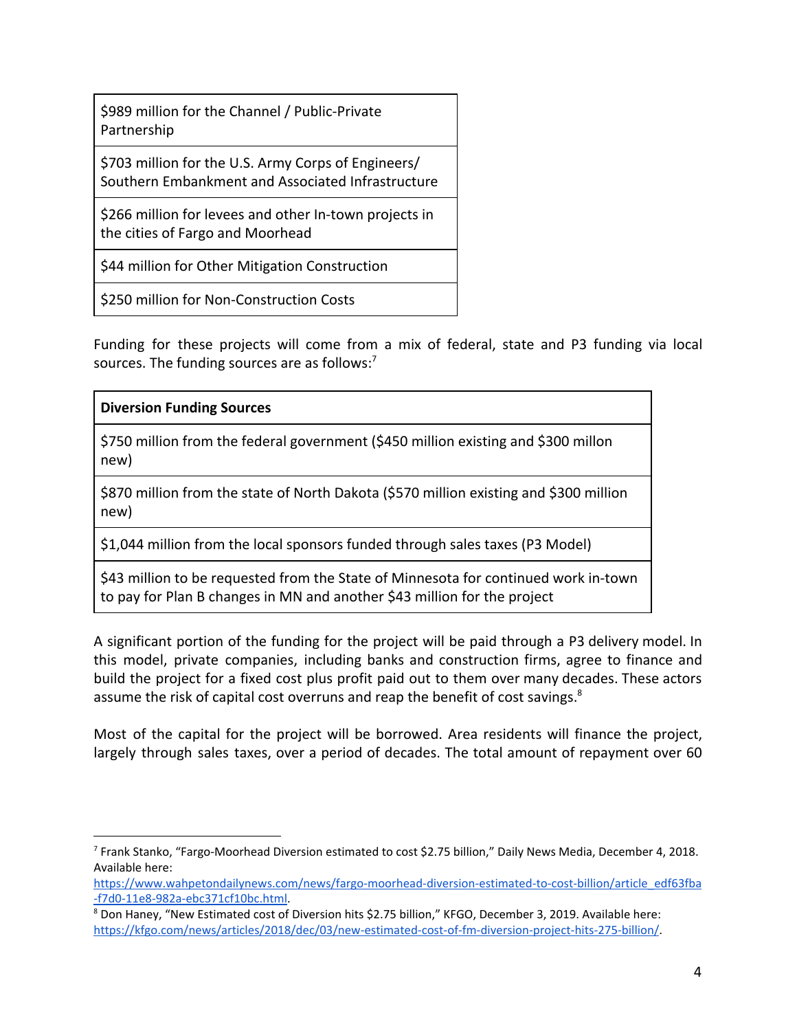| $989 million for the Channel / Public-Private Partnership |
|---|
| $703 million for the U.S. Army Corps of Engineers/ Southern Embankment and Associated Infrastructure |
| $266 million for levees and other In-town projects in the cities of Fargo and Moorhead |
| $44 million for Other Mitigation Construction |
| $250 million for Non-Construction Costs |

Funding for these projects will come from a mix of federal, state and P3 funding via local sources. The funding sources are as follows:[7]

| **Diversion Funding Sources** |
|---|
| $750 million from the federal government ($450 million existing and $300 millon new) |
| $870 million from the state of North Dakota ($570 million existing and $300 million new) |
| $1,044 million from the local sponsors funded through sales taxes (P3 Model) |
| $43 million to be requested from the State of Minnesota for continued work in-town to pay for Plan B changes in MN and another $43 million for the project |

A significant portion of the funding for the project will be paid through a P3 delivery model. In this model, private companies, including banks and construction firms, agree to finance and build the project for a fixed cost plus profit paid out to them over many decades. These actors assume the risk of capital cost overruns and reap the benefit of cost savings.[8]

Most of the capital for the project will be borrowed. Area residents will finance the project, largely through sales taxes, over a period of decades. The total amount of repayment over 60

---

[7] Frank Stanko, "Fargo-Moorhead Diversion estimated to cost $2.75 billion," Daily News Media, December 4, 2018. Available here: https://www.wahpetondailynews.com/news/fargo-moorhead-diversion-estimated-to-cost-billion/article_edf63fba-f7d0-11e8-982a-ebc371cf10bc.html.

[8] Don Haney, "New Estimated cost of Diversion hits $2.75 billion," KFGO, December 3, 2019. Available here: https://kfgo.com/news/articles/2018/dec/03/new-estimated-cost-of-fm-diversion-project-hits-275-billion/.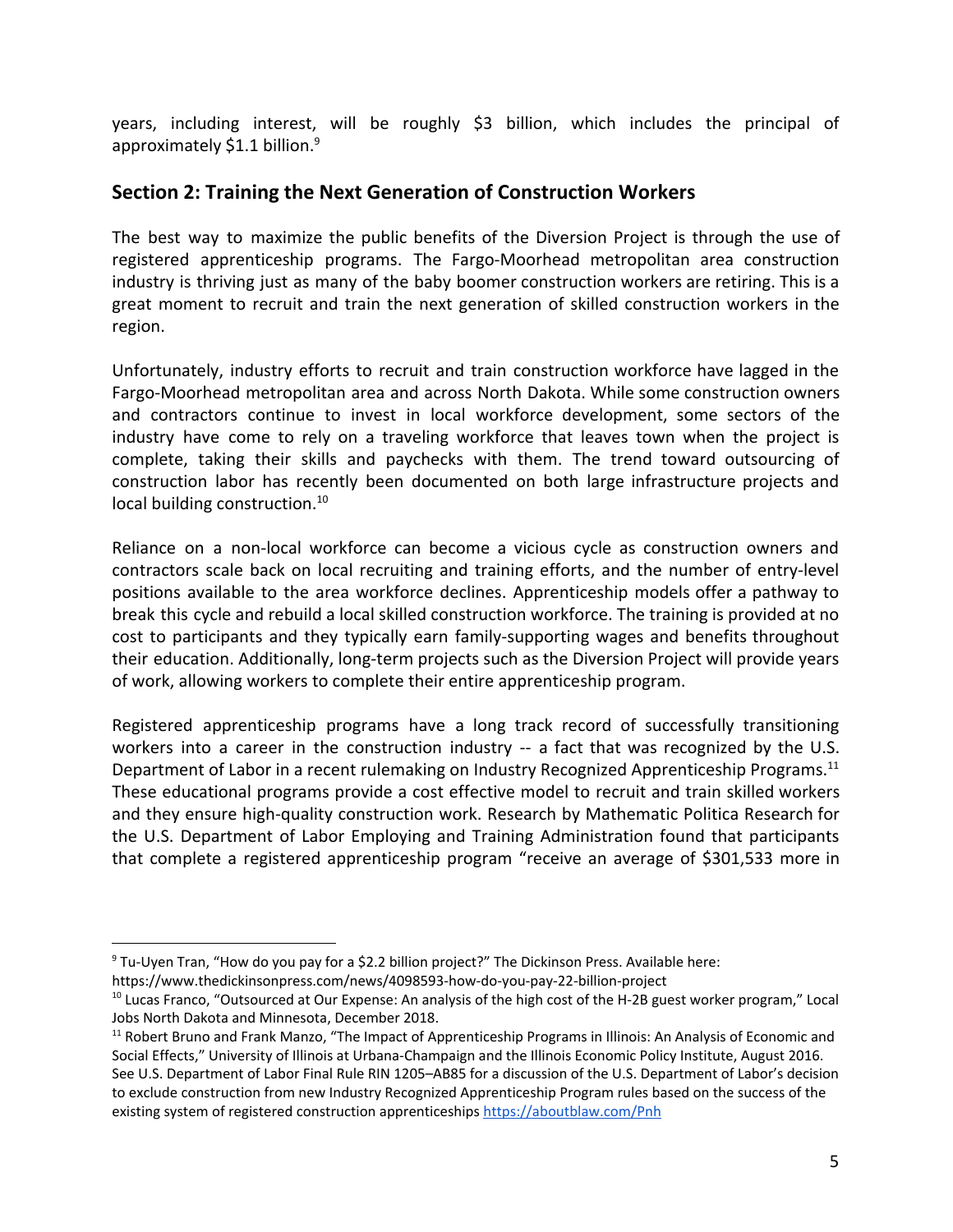years, including interest, will be roughly $3 billion, which includes the principal of approximately $1.1 billion.[9]

## Section 2: Training the Next Generation of Construction Workers

The best way to maximize the public benefits of the Diversion Project is through the use of registered apprenticeship programs. The Fargo-Moorhead metropolitan area construction industry is thriving just as many of the baby boomer construction workers are retiring. This is a great moment to recruit and train the next generation of skilled construction workers in the region.

Unfortunately, industry efforts to recruit and train construction workforce have lagged in the Fargo-Moorhead metropolitan area and across North Dakota. While some construction owners and contractors continue to invest in local workforce development, some sectors of the industry have come to rely on a traveling workforce that leaves town when the project is complete, taking their skills and paychecks with them. The trend toward outsourcing of construction labor has recently been documented on both large infrastructure projects and local building construction.[10]

Reliance on a non-local workforce can become a vicious cycle as construction owners and contractors scale back on local recruiting and training efforts, and the number of entry-level positions available to the area workforce declines. Apprenticeship models offer a pathway to break this cycle and rebuild a local skilled construction workforce. The training is provided at no cost to participants and they typically earn family-supporting wages and benefits throughout their education. Additionally, long-term projects such as the Diversion Project will provide years of work, allowing workers to complete their entire apprenticeship program.

Registered apprenticeship programs have a long track record of successfully transitioning workers into a career in the construction industry -- a fact that was recognized by the U.S. Department of Labor in a recent rulemaking on Industry Recognized Apprenticeship Programs.[11] These educational programs provide a cost effective model to recruit and train skilled workers and they ensure high-quality construction work. Research by Mathematic Politica Research for the U.S. Department of Labor Employing and Training Administration found that participants that complete a registered apprenticeship program "receive an average of $301,533 more in

---

[9] Tu-Uyen Tran, "How do you pay for a $2.2 billion project?" The Dickinson Press. Available here: https://www.thedickinsonpress.com/news/4098593-how-do-you-pay-22-billion-project

[10] Lucas Franco, "Outsourced at Our Expense: An analysis of the high cost of the H-2B guest worker program," Local Jobs North Dakota and Minnesota, December 2018.

[11] Robert Bruno and Frank Manzo, "The Impact of Apprenticeship Programs in Illinois: An Analysis of Economic and Social Effects," University of Illinois at Urbana-Champaign and the Illinois Economic Policy Institute, August 2016. See U.S. Department of Labor Final Rule RIN 1205–AB85 for a discussion of the U.S. Department of Labor's decision to exclude construction from new Industry Recognized Apprenticeship Program rules based on the success of the existing system of registered construction apprenticeships https://aboutblaw.com/Pnh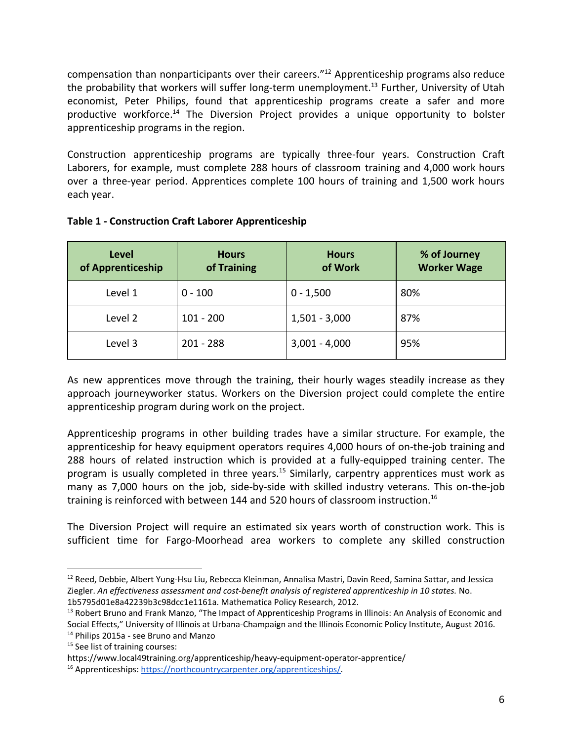compensation than nonparticipants over their careers."[12] Apprenticeship programs also reduce the probability that workers will suffer long-term unemployment.[13] Further, University of Utah economist, Peter Philips, found that apprenticeship programs create a safer and more productive workforce.[14] The Diversion Project provides a unique opportunity to bolster apprenticeship programs in the region.

Construction apprenticeship programs are typically three-four years. Construction Craft Laborers, for example, must complete 288 hours of classroom training and 4,000 work hours over a three-year period. Apprentices complete 100 hours of training and 1,500 work hours each year.

**Table 1 - Construction Craft Laborer Apprenticeship**

| Level of Apprenticeship | Hours of Training | Hours of Work | % of Journey Worker Wage |
|---|---|---|---|
| Level 1 | 0 - 100 | 0 - 1,500 | 80% |
| Level 2 | 101 - 200 | 1,501 - 3,000 | 87% |
| Level 3 | 201 - 288 | 3,001 - 4,000 | 95% |

As new apprentices move through the training, their hourly wages steadily increase as they approach journeyworker status. Workers on the Diversion project could complete the entire apprenticeship program during work on the project.

Apprenticeship programs in other building trades have a similar structure. For example, the apprenticeship for heavy equipment operators requires 4,000 hours of on-the-job training and 288 hours of related instruction which is provided at a fully-equipped training center. The program is usually completed in three years.[15] Similarly, carpentry apprentices must work as many as 7,000 hours on the job, side-by-side with skilled industry veterans. This on-the-job training is reinforced with between 144 and 520 hours of classroom instruction.[16]

The Diversion Project will require an estimated six years worth of construction work. This is sufficient time for Fargo-Moorhead area workers to complete any skilled construction

---

[12] Reed, Debbie, Albert Yung-Hsu Liu, Rebecca Kleinman, Annalisa Mastri, Davin Reed, Samina Sattar, and Jessica Ziegler. *An effectiveness assessment and cost-benefit analysis of registered apprenticeship in 10 states.* No. 1b5795d01e8a42239b3c98dcc1e1161a. Mathematica Policy Research, 2012.

[13] Robert Bruno and Frank Manzo, "The Impact of Apprenticeship Programs in Illinois: An Analysis of Economic and Social Effects," University of Illinois at Urbana-Champaign and the Illinois Economic Policy Institute, August 2016.

[14] Philips 2015a - see Bruno and Manzo

[15] See list of training courses: https://www.local49training.org/apprenticeship/heavy-equipment-operator-apprentice/

[16] Apprenticeships: https://northcountrycarpenter.org/apprenticeships/.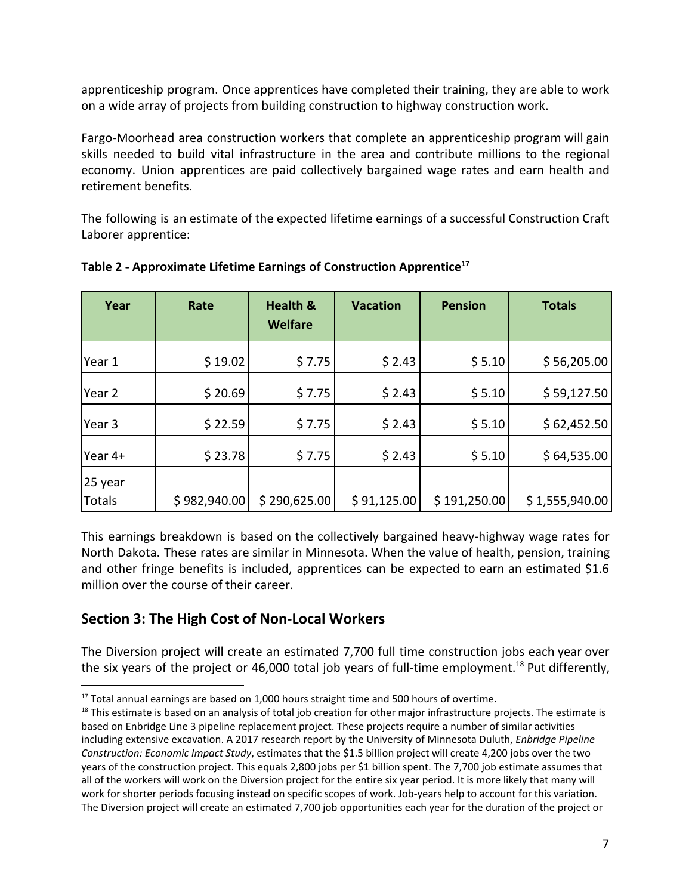apprenticeship program. Once apprentices have completed their training, they are able to work on a wide array of projects from building construction to highway construction work.

Fargo-Moorhead area construction workers that complete an apprenticeship program will gain skills needed to build vital infrastructure in the area and contribute millions to the regional economy. Union apprentices are paid collectively bargained wage rates and earn health and retirement benefits.

The following is an estimate of the expected lifetime earnings of a successful Construction Craft Laborer apprentice:

**Table 2 - Approximate Lifetime Earnings of Construction Apprentice[17]**

| Year | Rate | Health & Welfare | Vacation | Pension | Totals |
|---|---|---|---|---|---|
| Year 1 | $ 19.02 | $ 7.75 | $ 2.43 | $ 5.10 | $ 56,205.00 |
| Year 2 | $ 20.69 | $ 7.75 | $ 2.43 | $ 5.10 | $ 59,127.50 |
| Year 3 | $ 22.59 | $ 7.75 | $ 2.43 | $ 5.10 | $ 62,452.50 |
| Year 4+ | $ 23.78 | $ 7.75 | $ 2.43 | $ 5.10 | $ 64,535.00 |
| 25 year Totals | $ 982,940.00 | $ 290,625.00 | $ 91,125.00 | $ 191,250.00 | $ 1,555,940.00 |

This earnings breakdown is based on the collectively bargained heavy-highway wage rates for North Dakota. These rates are similar in Minnesota. When the value of health, pension, training and other fringe benefits is included, apprentices can be expected to earn an estimated $1.6 million over the course of their career.

## Section 3: The High Cost of Non-Local Workers

The Diversion project will create an estimated 7,700 full time construction jobs each year over the six years of the project or 46,000 total job years of full-time employment.[18] Put differently,

---

[17] Total annual earnings are based on 1,000 hours straight time and 500 hours of overtime.

[18] This estimate is based on an analysis of total job creation for other major infrastructure projects. The estimate is based on Enbridge Line 3 pipeline replacement project. These projects require a number of similar activities including extensive excavation. A 2017 research report by the University of Minnesota Duluth, *Enbridge Pipeline Construction: Economic Impact Study*, estimates that the $1.5 billion project will create 4,200 jobs over the two years of the construction project. This equals 2,800 jobs per $1 billion spent. The 7,700 job estimate assumes that all of the workers will work on the Diversion project for the entire six year period. It is more likely that many will work for shorter periods focusing instead on specific scopes of work. Job-years help to account for this variation. The Diversion project will create an estimated 7,700 job opportunities each year for the duration of the project or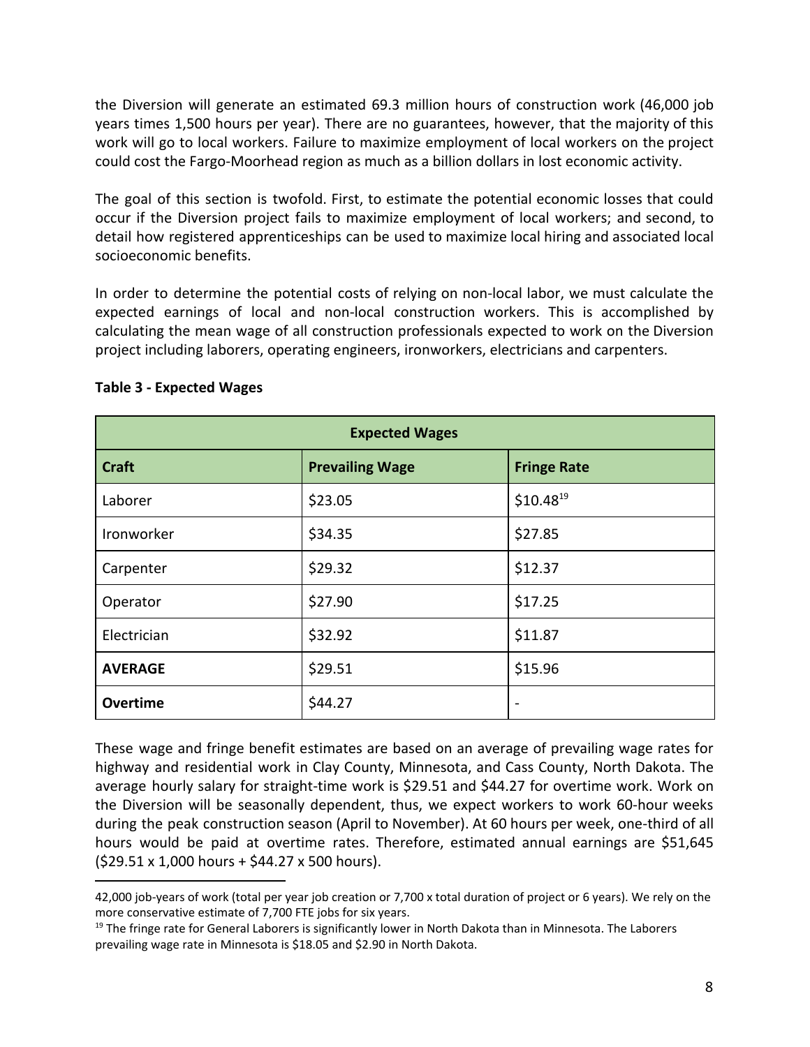the Diversion will generate an estimated 69.3 million hours of construction work (46,000 job years times 1,500 hours per year). There are no guarantees, however, that the majority of this work will go to local workers. Failure to maximize employment of local workers on the project could cost the Fargo-Moorhead region as much as a billion dollars in lost economic activity.

The goal of this section is twofold. First, to estimate the potential economic losses that could occur if the Diversion project fails to maximize employment of local workers; and second, to detail how registered apprenticeships can be used to maximize local hiring and associated local socioeconomic benefits.

In order to determine the potential costs of relying on non-local labor, we must calculate the expected earnings of local and non-local construction workers. This is accomplished by calculating the mean wage of all construction professionals expected to work on the Diversion project including laborers, operating engineers, ironworkers, electricians and carpenters.

**Table 3 - Expected Wages**

| Expected Wages | | |
|---|---|---|
| **Craft** | **Prevailing Wage** | **Fringe Rate** |
| Laborer | $23.05 | $10.48[19] |
| Ironworker | $34.35 | $27.85 |
| Carpenter | $29.32 | $12.37 |
| Operator | $27.90 | $17.25 |
| Electrician | $32.92 | $11.87 |
| **AVERAGE** | $29.51 | $15.96 |
| **Overtime** | $44.27 | - |

These wage and fringe benefit estimates are based on an average of prevailing wage rates for highway and residential work in Clay County, Minnesota, and Cass County, North Dakota. The average hourly salary for straight-time work is $29.51 and $44.27 for overtime work. Work on the Diversion will be seasonally dependent, thus, we expect workers to work 60-hour weeks during the peak construction season (April to November). At 60 hours per week, one-third of all hours would be paid at overtime rates. Therefore, estimated annual earnings are $51,645 ($29.51 x 1,000 hours + $44.27 x 500 hours).

---

42,000 job-years of work (total per year job creation or 7,700 x total duration of project or 6 years). We rely on the more conservative estimate of 7,700 FTE jobs for six years.

[19] The fringe rate for General Laborers is significantly lower in North Dakota than in Minnesota. The Laborers prevailing wage rate in Minnesota is $18.05 and $2.90 in North Dakota.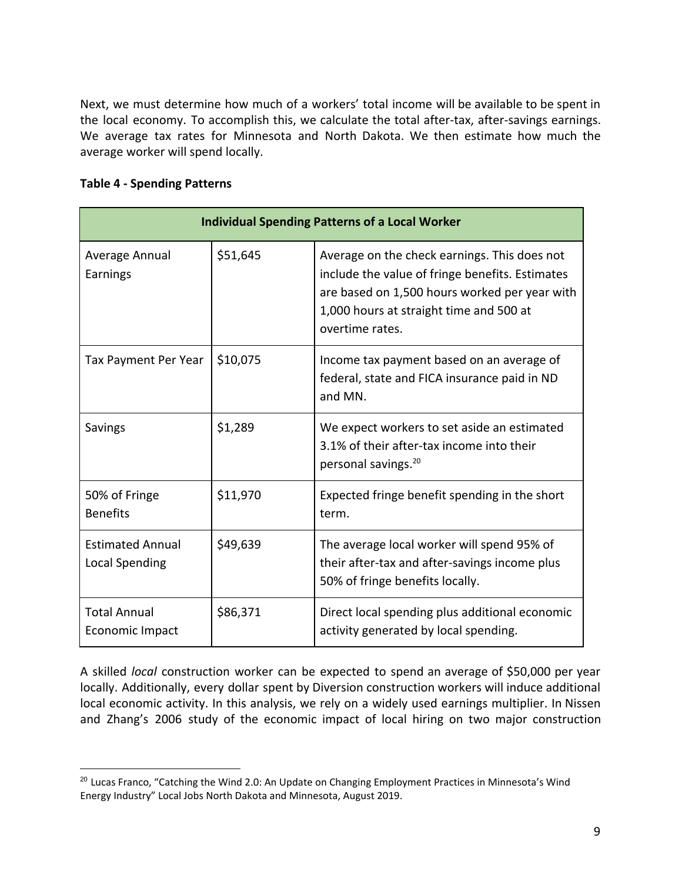Next, we must determine how much of a workers' total income will be available to be spent in the local economy. To accomplish this, we calculate the total after-tax, after-savings earnings. We average tax rates for Minnesota and North Dakota. We then estimate how much the average worker will spend locally.

**Table 4 - Spending Patterns**

| Individual Spending Patterns of a Local Worker | | |
|---|---|---|
| Average Annual Earnings | $51,645 | Average on the check earnings. This does not include the value of fringe benefits. Estimates are based on 1,500 hours worked per year with 1,000 hours at straight time and 500 at overtime rates. |
| Tax Payment Per Year | $10,075 | Income tax payment based on an average of federal, state and FICA insurance paid in ND and MN. |
| Savings | $1,289 | We expect workers to set aside an estimated 3.1% of their after-tax income into their personal savings.[20] |
| 50% of Fringe Benefits | $11,970 | Expected fringe benefit spending in the short term. |
| Estimated Annual Local Spending | $49,639 | The average local worker will spend 95% of their after-tax and after-savings income plus 50% of fringe benefits locally. |
| Total Annual Economic Impact | $86,371 | Direct local spending plus additional economic activity generated by local spending. |

A skilled *local* construction worker can be expected to spend an average of $50,000 per year locally. Additionally, every dollar spent by Diversion construction workers will induce additional local economic activity. In this analysis, we rely on a widely used earnings multiplier. In Nissen and Zhang's 2006 study of the economic impact of local hiring on two major construction

[20] Lucas Franco, "Catching the Wind 2.0: An Update on Changing Employment Practices in Minnesota's Wind Energy Industry" Local Jobs North Dakota and Minnesota, August 2019.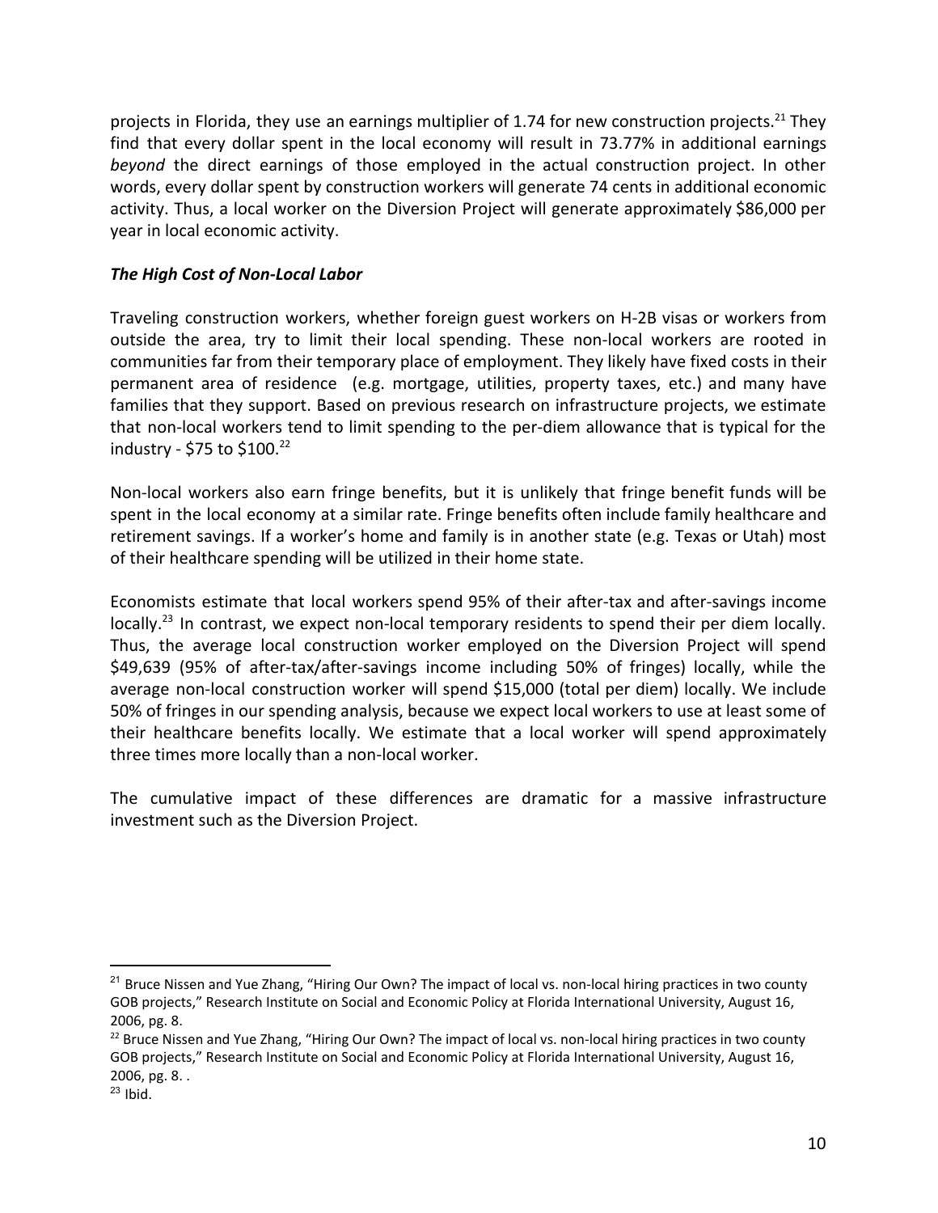projects in Florida, they use an earnings multiplier of 1.74 for new construction projects.[21] They find that every dollar spent in the local economy will result in 73.77% in additional earnings *beyond* the direct earnings of those employed in the actual construction project. In other words, every dollar spent by construction workers will generate 74 cents in additional economic activity. Thus, a local worker on the Diversion Project will generate approximately $86,000 per year in local economic activity.

### *The High Cost of Non-Local Labor*

Traveling construction workers, whether foreign guest workers on H-2B visas or workers from outside the area, try to limit their local spending. These non-local workers are rooted in communities far from their temporary place of employment. They likely have fixed costs in their permanent area of residence (e.g. mortgage, utilities, property taxes, etc.) and many have families that they support. Based on previous research on infrastructure projects, we estimate that non-local workers tend to limit spending to the per-diem allowance that is typical for the industry - $75 to $100.[22]

Non-local workers also earn fringe benefits, but it is unlikely that fringe benefit funds will be spent in the local economy at a similar rate. Fringe benefits often include family healthcare and retirement savings. If a worker's home and family is in another state (e.g. Texas or Utah) most of their healthcare spending will be utilized in their home state.

Economists estimate that local workers spend 95% of their after-tax and after-savings income locally.[23] In contrast, we expect non-local temporary residents to spend their per diem locally. Thus, the average local construction worker employed on the Diversion Project will spend $49,639 (95% of after-tax/after-savings income including 50% of fringes) locally, while the average non-local construction worker will spend $15,000 (total per diem) locally. We include 50% of fringes in our spending analysis, because we expect local workers to use at least some of their healthcare benefits locally. We estimate that a local worker will spend approximately three times more locally than a non-local worker.

The cumulative impact of these differences are dramatic for a massive infrastructure investment such as the Diversion Project.

---

[21] Bruce Nissen and Yue Zhang, "Hiring Our Own? The impact of local vs. non-local hiring practices in two county GOB projects," Research Institute on Social and Economic Policy at Florida International University, August 16, 2006, pg. 8.

[22] Bruce Nissen and Yue Zhang, "Hiring Our Own? The impact of local vs. non-local hiring practices in two county GOB projects," Research Institute on Social and Economic Policy at Florida International University, August 16, 2006, pg. 8. .

[23] Ibid.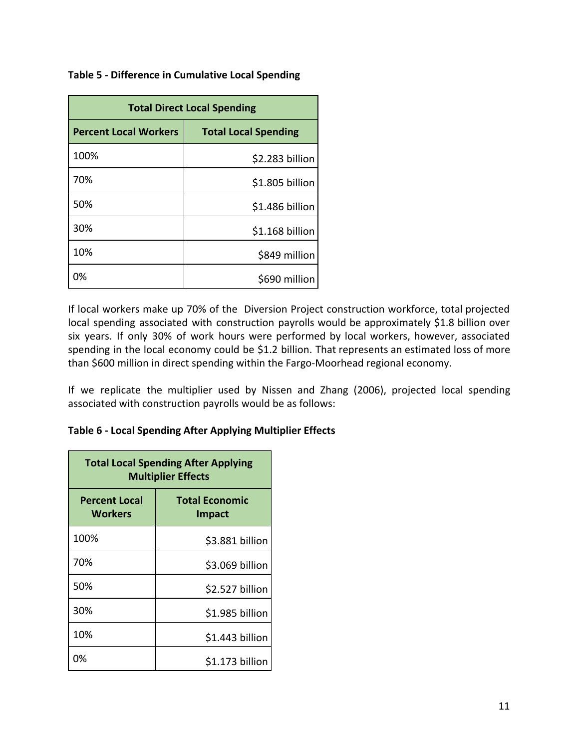**Table 5 - Difference in Cumulative Local Spending**

| Total Direct Local Spending | |
|---|---|
| **Percent Local Workers** | **Total Local Spending** |
| 100% | $2.283 billion |
| 70% | $1.805 billion |
| 50% | $1.486 billion |
| 30% | $1.168 billion |
| 10% | $849 million |
| 0% | $690 million |

If local workers make up 70% of the Diversion Project construction workforce, total projected local spending associated with construction payrolls would be approximately $1.8 billion over six years. If only 30% of work hours were performed by local workers, however, associated spending in the local economy could be $1.2 billion. That represents an estimated loss of more than $600 million in direct spending within the Fargo-Moorhead regional economy.

If we replicate the multiplier used by Nissen and Zhang (2006), projected local spending associated with construction payrolls would be as follows:

**Table 6 - Local Spending After Applying Multiplier Effects**

| Total Local Spending After Applying Multiplier Effects | |
|---|---|
| **Percent Local Workers** | **Total Economic Impact** |
| 100% | $3.881 billion |
| 70% | $3.069 billion |
| 50% | $2.527 billion |
| 30% | $1.985 billion |
| 10% | $1.443 billion |
| 0% | $1.173 billion |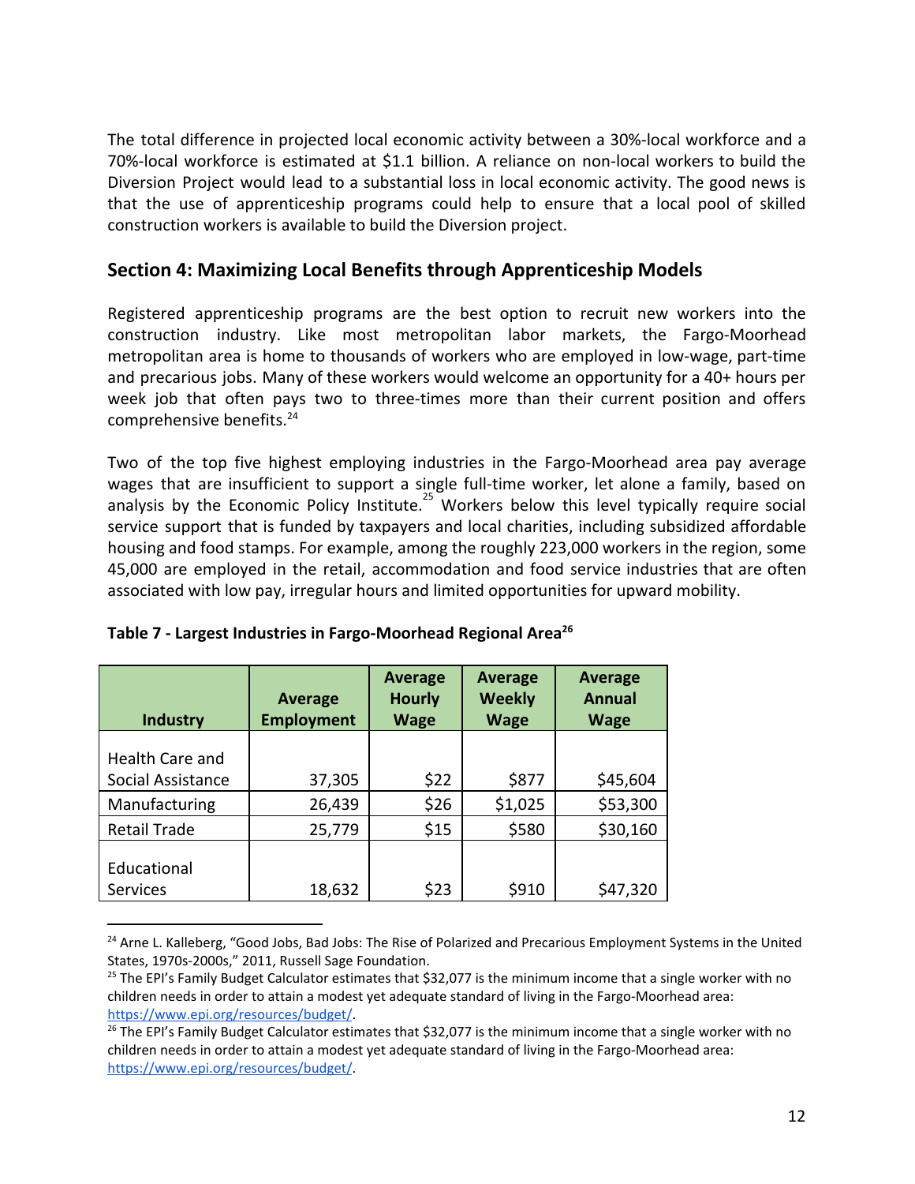The total difference in projected local economic activity between a 30%-local workforce and a 70%-local workforce is estimated at $1.1 billion. A reliance on non-local workers to build the Diversion Project would lead to a substantial loss in local economic activity. The good news is that the use of apprenticeship programs could help to ensure that a local pool of skilled construction workers is available to build the Diversion project.

## Section 4: Maximizing Local Benefits through Apprenticeship Models

Registered apprenticeship programs are the best option to recruit new workers into the construction industry. Like most metropolitan labor markets, the Fargo-Moorhead metropolitan area is home to thousands of workers who are employed in low-wage, part-time and precarious jobs. Many of these workers would welcome an opportunity for a 40+ hours per week job that often pays two to three-times more than their current position and offers comprehensive benefits.[24]

Two of the top five highest employing industries in the Fargo-Moorhead area pay average wages that are insufficient to support a single full-time worker, let alone a family, based on analysis by the Economic Policy Institute.[25] Workers below this level typically require social service support that is funded by taxpayers and local charities, including subsidized affordable housing and food stamps. For example, among the roughly 223,000 workers in the region, some 45,000 are employed in the retail, accommodation and food service industries that are often associated with low pay, irregular hours and limited opportunities for upward mobility.

**Table 7 - Largest Industries in Fargo-Moorhead Regional Area[26]**

| Industry | Average Employment | Average Hourly Wage | Average Weekly Wage | Average Annual Wage |
|---|---|---|---|---|
| Health Care and Social Assistance | 37,305 | $22 | $877 | $45,604 |
| Manufacturing | 26,439 | $26 | $1,025 | $53,300 |
| Retail Trade | 25,779 | $15 | $580 | $30,160 |
| Educational Services | 18,632 | $23 | $910 | $47,320 |

[24] Arne L. Kalleberg, "Good Jobs, Bad Jobs: The Rise of Polarized and Precarious Employment Systems in the United States, 1970s-2000s," 2011, Russell Sage Foundation.

[25] The EPI's Family Budget Calculator estimates that $32,077 is the minimum income that a single worker with no children needs in order to attain a modest yet adequate standard of living in the Fargo-Moorhead area: https://www.epi.org/resources/budget/.

[26] The EPI's Family Budget Calculator estimates that $32,077 is the minimum income that a single worker with no children needs in order to attain a modest yet adequate standard of living in the Fargo-Moorhead area: https://www.epi.org/resources/budget/.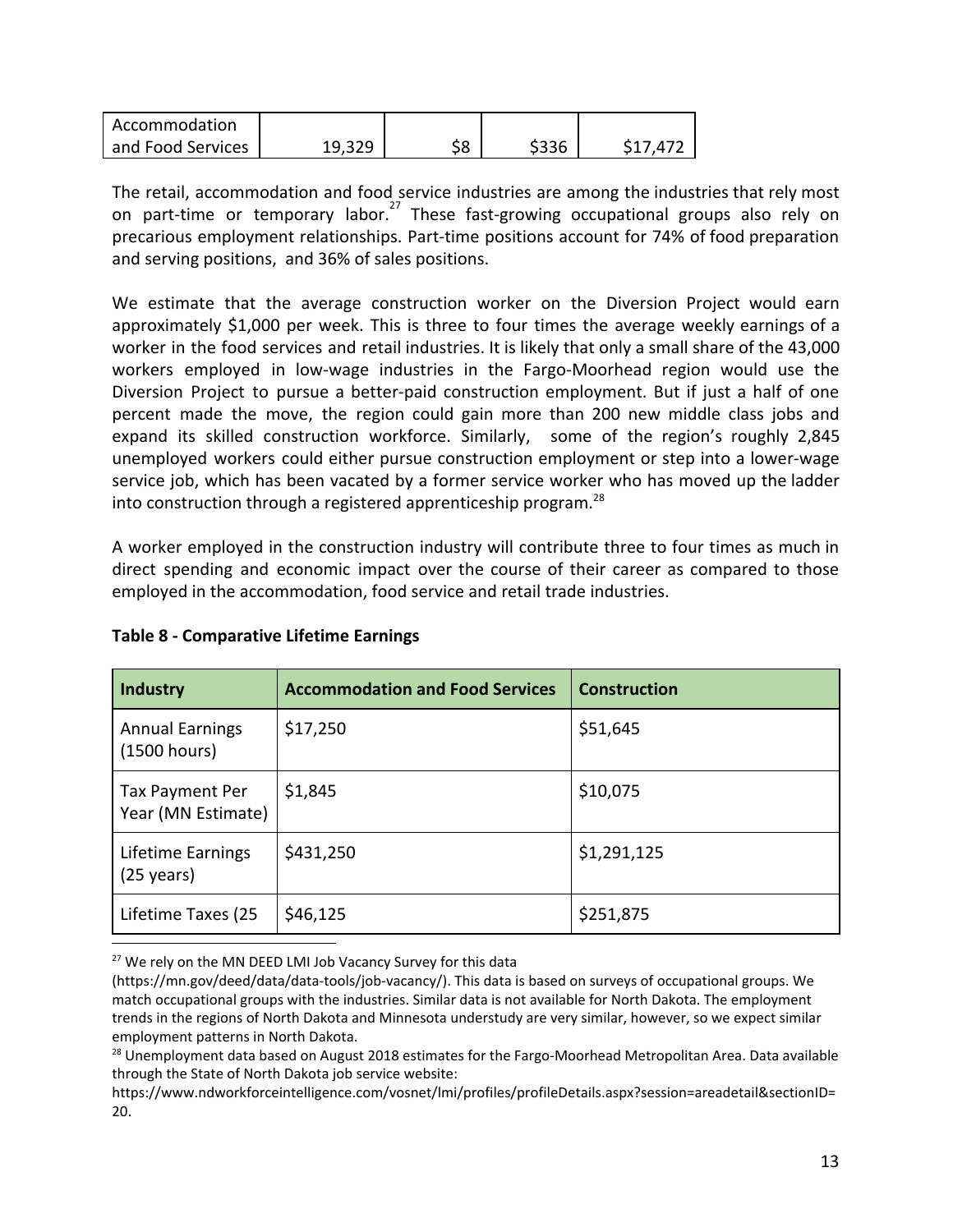| Accommodation and Food Services | 19,329 | $8 | $336 | $17,472 |
|---|---|---|---|---|

The retail, accommodation and food service industries are among the industries that rely most on part-time or temporary labor.[27] These fast-growing occupational groups also rely on precarious employment relationships. Part-time positions account for 74% of food preparation and serving positions, and 36% of sales positions.

We estimate that the average construction worker on the Diversion Project would earn approximately $1,000 per week. This is three to four times the average weekly earnings of a worker in the food services and retail industries. It is likely that only a small share of the 43,000 workers employed in low-wage industries in the Fargo-Moorhead region would use the Diversion Project to pursue a better-paid construction employment. But if just a half of one percent made the move, the region could gain more than 200 new middle class jobs and expand its skilled construction workforce. Similarly, some of the region's roughly 2,845 unemployed workers could either pursue construction employment or step into a lower-wage service job, which has been vacated by a former service worker who has moved up the ladder into construction through a registered apprenticeship program.[28]

A worker employed in the construction industry will contribute three to four times as much in direct spending and economic impact over the course of their career as compared to those employed in the accommodation, food service and retail trade industries.

**Table 8 - Comparative Lifetime Earnings**

| Industry | Accommodation and Food Services | Construction |
|---|---|---|
| Annual Earnings (1500 hours) | $17,250 | $51,645 |
| Tax Payment Per Year (MN Estimate) | $1,845 | $10,075 |
| Lifetime Earnings (25 years) | $431,250 | $1,291,125 |
| Lifetime Taxes (25 | $46,125 | $251,875 |

[27] We rely on the MN DEED LMI Job Vacancy Survey for this data (https://mn.gov/deed/data/data-tools/job-vacancy/). This data is based on surveys of occupational groups. We match occupational groups with the industries. Similar data is not available for North Dakota. The employment trends in the regions of North Dakota and Minnesota understudy are very similar, however, so we expect similar employment patterns in North Dakota.

[28] Unemployment data based on August 2018 estimates for the Fargo-Moorhead Metropolitan Area. Data available through the State of North Dakota job service website: https://www.ndworkforceintelligence.com/vosnet/lmi/profiles/profileDetails.aspx?session=areadetail&sectionID=20.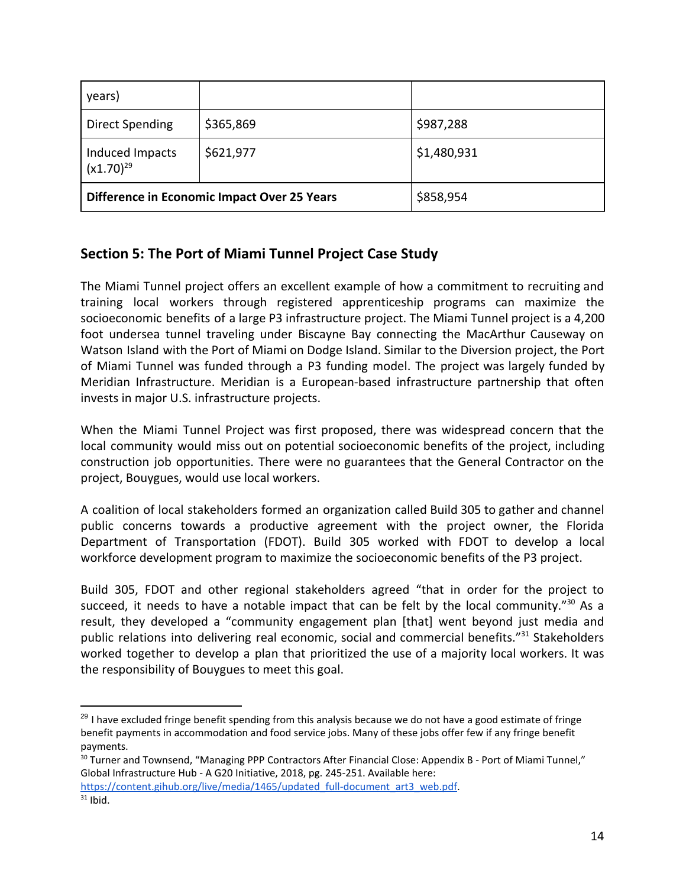| years) | | |
|---|---|---|
| Direct Spending | $365,869 | $987,288 |
| Induced Impacts (x1.70)[29] | $621,977 | $1,480,931 |
| **Difference in Economic Impact Over 25 Years** | | $858,954 |

## Section 5: The Port of Miami Tunnel Project Case Study

The Miami Tunnel project offers an excellent example of how a commitment to recruiting and training local workers through registered apprenticeship programs can maximize the socioeconomic benefits of a large P3 infrastructure project. The Miami Tunnel project is a 4,200 foot undersea tunnel traveling under Biscayne Bay connecting the MacArthur Causeway on Watson Island with the Port of Miami on Dodge Island. Similar to the Diversion project, the Port of Miami Tunnel was funded through a P3 funding model. The project was largely funded by Meridian Infrastructure. Meridian is a European-based infrastructure partnership that often invests in major U.S. infrastructure projects.

When the Miami Tunnel Project was first proposed, there was widespread concern that the local community would miss out on potential socioeconomic benefits of the project, including construction job opportunities. There were no guarantees that the General Contractor on the project, Bouygues, would use local workers.

A coalition of local stakeholders formed an organization called Build 305 to gather and channel public concerns towards a productive agreement with the project owner, the Florida Department of Transportation (FDOT). Build 305 worked with FDOT to develop a local workforce development program to maximize the socioeconomic benefits of the P3 project.

Build 305, FDOT and other regional stakeholders agreed "that in order for the project to succeed, it needs to have a notable impact that can be felt by the local community."[30] As a result, they developed a "community engagement plan [that] went beyond just media and public relations into delivering real economic, social and commercial benefits."[31] Stakeholders worked together to develop a plan that prioritized the use of a majority local workers. It was the responsibility of Bouygues to meet this goal.

---

[29] I have excluded fringe benefit spending from this analysis because we do not have a good estimate of fringe benefit payments in accommodation and food service jobs. Many of these jobs offer few if any fringe benefit payments.

[30] Turner and Townsend, "Managing PPP Contractors After Financial Close: Appendix B - Port of Miami Tunnel," Global Infrastructure Hub - A G20 Initiative, 2018, pg. 245-251. Available here: https://content.gihub.org/live/media/1465/updated_full-document_art3_web.pdf.

[31] Ibid.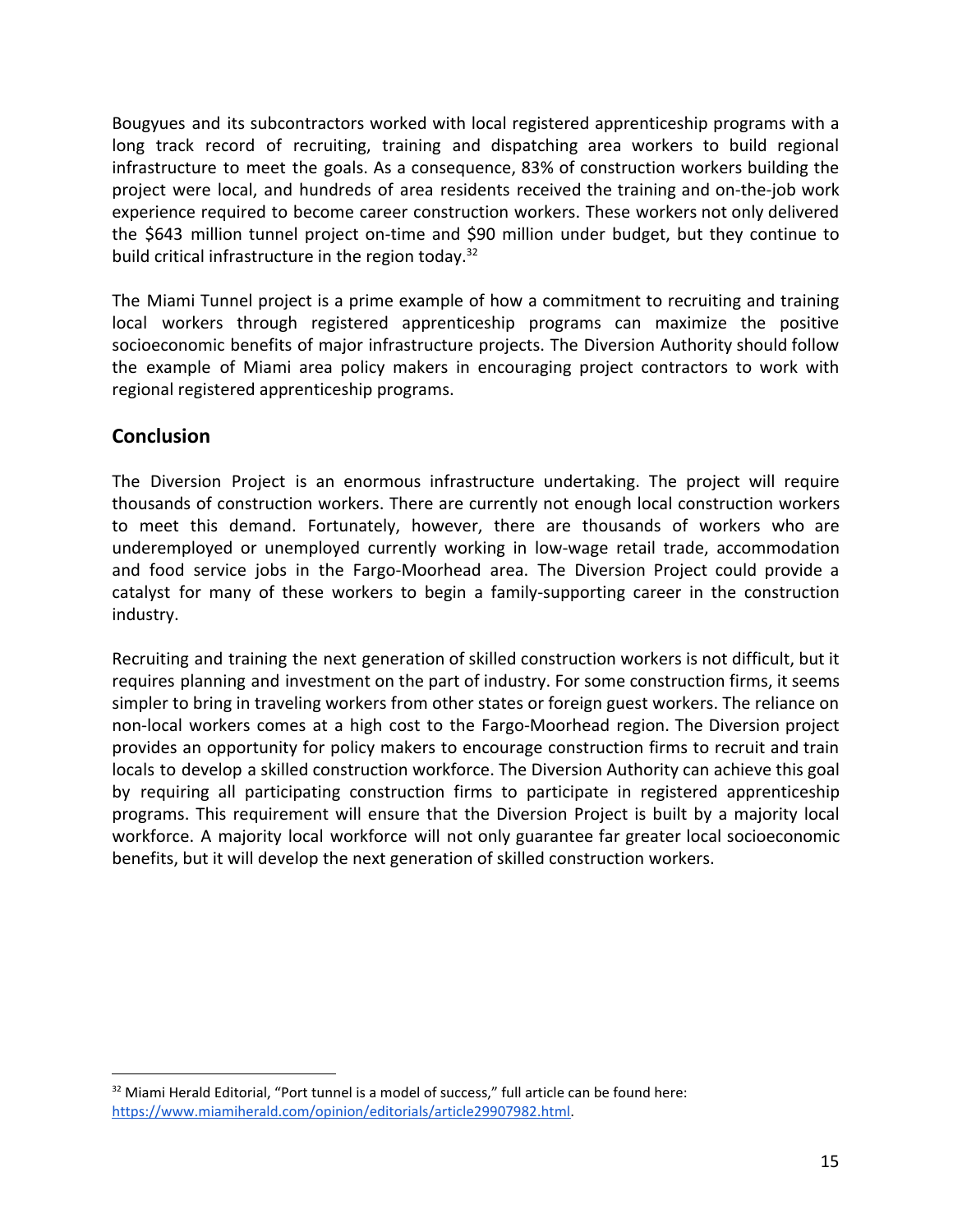Bougyues and its subcontractors worked with local registered apprenticeship programs with a long track record of recruiting, training and dispatching area workers to build regional infrastructure to meet the goals. As a consequence, 83% of construction workers building the project were local, and hundreds of area residents received the training and on-the-job work experience required to become career construction workers. These workers not only delivered the $643 million tunnel project on-time and $90 million under budget, but they continue to build critical infrastructure in the region today.[32]

The Miami Tunnel project is a prime example of how a commitment to recruiting and training local workers through registered apprenticeship programs can maximize the positive socioeconomic benefits of major infrastructure projects. The Diversion Authority should follow the example of Miami area policy makers in encouraging project contractors to work with regional registered apprenticeship programs.

## Conclusion

The Diversion Project is an enormous infrastructure undertaking. The project will require thousands of construction workers. There are currently not enough local construction workers to meet this demand. Fortunately, however, there are thousands of workers who are underemployed or unemployed currently working in low-wage retail trade, accommodation and food service jobs in the Fargo-Moorhead area. The Diversion Project could provide a catalyst for many of these workers to begin a family-supporting career in the construction industry.

Recruiting and training the next generation of skilled construction workers is not difficult, but it requires planning and investment on the part of industry. For some construction firms, it seems simpler to bring in traveling workers from other states or foreign guest workers. The reliance on non-local workers comes at a high cost to the Fargo-Moorhead region. The Diversion project provides an opportunity for policy makers to encourage construction firms to recruit and train locals to develop a skilled construction workforce. The Diversion Authority can achieve this goal by requiring all participating construction firms to participate in registered apprenticeship programs. This requirement will ensure that the Diversion Project is built by a majority local workforce. A majority local workforce will not only guarantee far greater local socioeconomic benefits, but it will develop the next generation of skilled construction workers.

---

[32] Miami Herald Editorial, "Port tunnel is a model of success," full article can be found here: https://www.miamiherald.com/opinion/editorials/article29907982.html.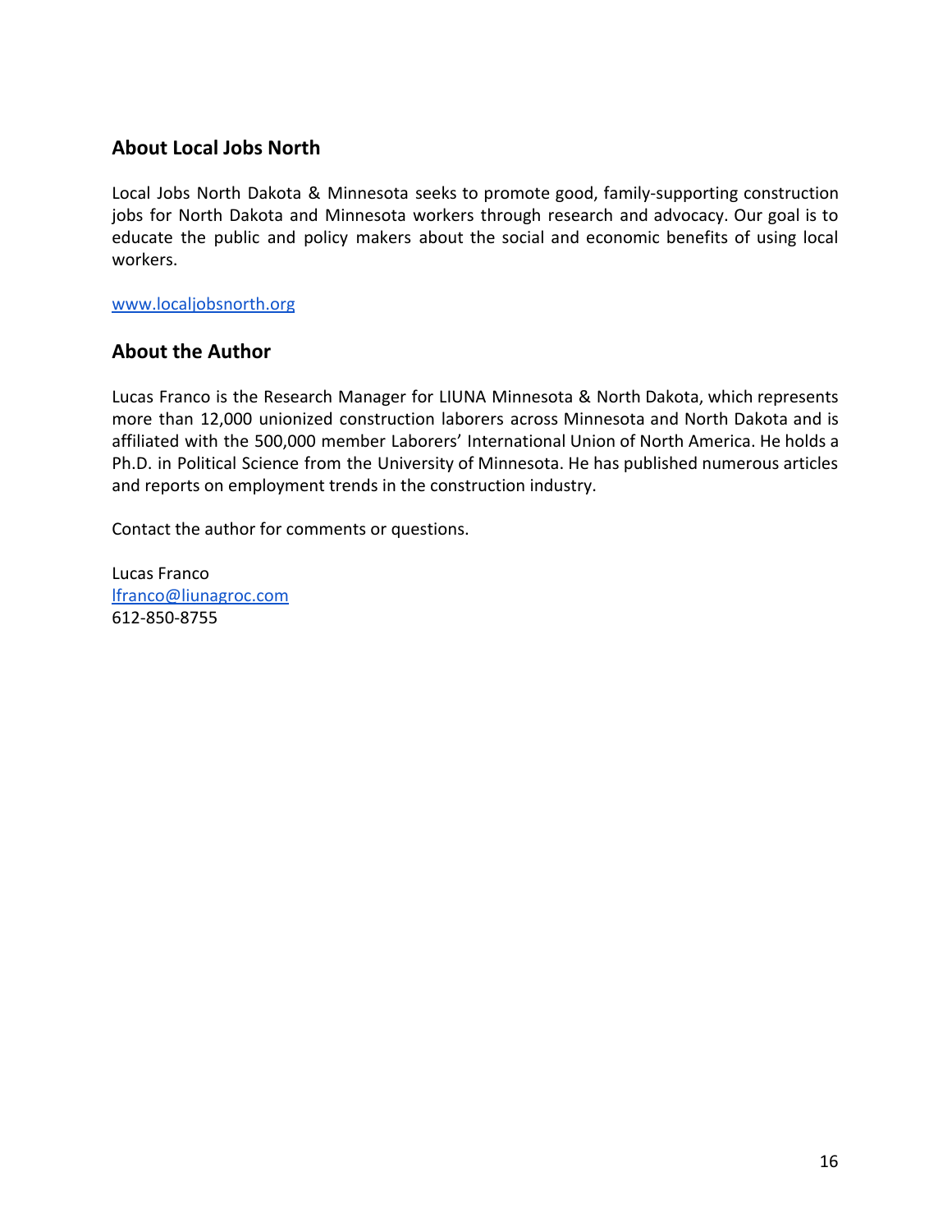## About Local Jobs North

Local Jobs North Dakota & Minnesota seeks to promote good, family-supporting construction jobs for North Dakota and Minnesota workers through research and advocacy. Our goal is to educate the public and policy makers about the social and economic benefits of using local workers.

www.localjobsnorth.org

## About the Author

Lucas Franco is the Research Manager for LIUNA Minnesota & North Dakota, which represents more than 12,000 unionized construction laborers across Minnesota and North Dakota and is affiliated with the 500,000 member Laborers' International Union of North America. He holds a Ph.D. in Political Science from the University of Minnesota. He has published numerous articles and reports on employment trends in the construction industry.

Contact the author for comments or questions.

Lucas Franco  
lfranco@liunagroc.com  
612-850-8755